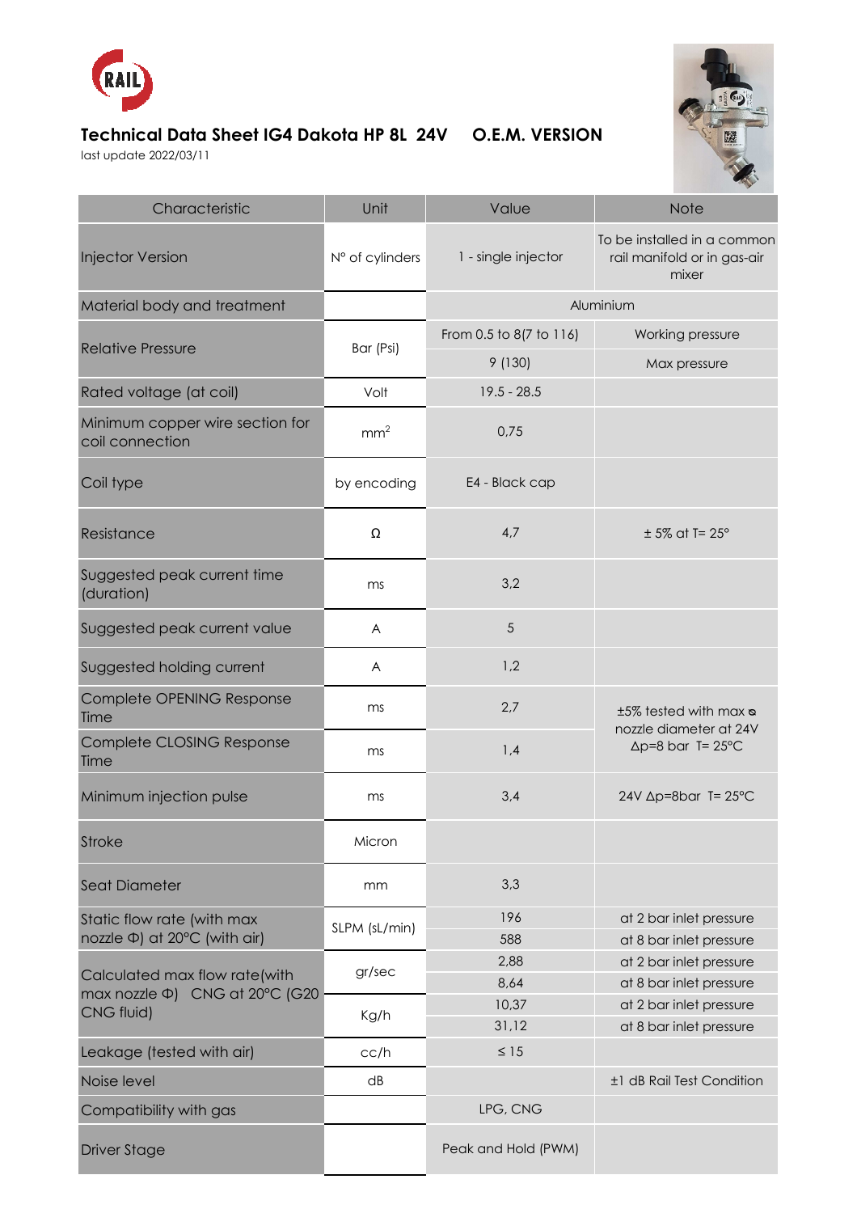# Technical Data Sheet IG4 Dakota HP 8L 24V O.E.M. VERSION

last update 2022/03/11

| Characteristic | Unit | Value | Note |
| --- | --- | --- | --- |
| Injector Version | N° of cylinders | 1 - single injector | To be installed in a common rail manifold or in gas-air mixer |
| Material body and treatment | | Aluminium | |
| Relative Pressure | Bar (Psi) | From 0.5 to 8(7 to 116) | Working pressure |
| | | 9 (130) | Max pressure |
| Rated voltage (at coil) | Volt | 19.5 - 28.5 | |
| Minimum copper wire section for coil connection | $mm^2$ | 0,75 | |
| Coil type | by encoding | E4 - Black cap | |
| Resistance | Ω | 4,7 | ± 5% at T= 25° |
| Suggested peak current time (duration) | ms | 3,2 | |
| Suggested peak current value | A | 5 | |
| Suggested holding current | A | 1,2 | |
| Complete OPENING Response Time | ms | 2,7 | ±5% tested with max ⌀ nozzle diameter at 24V Δp=8 bar T= 25°C |
| Complete CLOSING Response Time | ms | 1,4 | |
| Minimum injection pulse | ms | 3,4 | 24V Δp=8bar T= 25°C |
| Stroke | Micron | | |
| Seat Diameter | mm | 3,3 | |
| Static flow rate (with max nozzle Φ) at 20°C (with air) | SLPM (sL/min) | 196 | at 2 bar inlet pressure |
| | | 588 | at 8 bar inlet pressure |
| Calculated max flow rate(with max nozzle Φ) CNG at 20°C (G20 CNG fluid) | gr/sec | 2,88 | at 2 bar inlet pressure |
| | | 8,64 | at 8 bar inlet pressure |
| | Kg/h | 10,37 | at 2 bar inlet pressure |
| | | 31,12 | at 8 bar inlet pressure |
| Leakage (tested with air) | cc/h | ≤ 15 | |
| Noise level | dB | | ±1 dB Rail Test Condition |
| Compatibility with gas | | LPG, CNG | |
| Driver Stage | | Peak and Hold (PWM) | |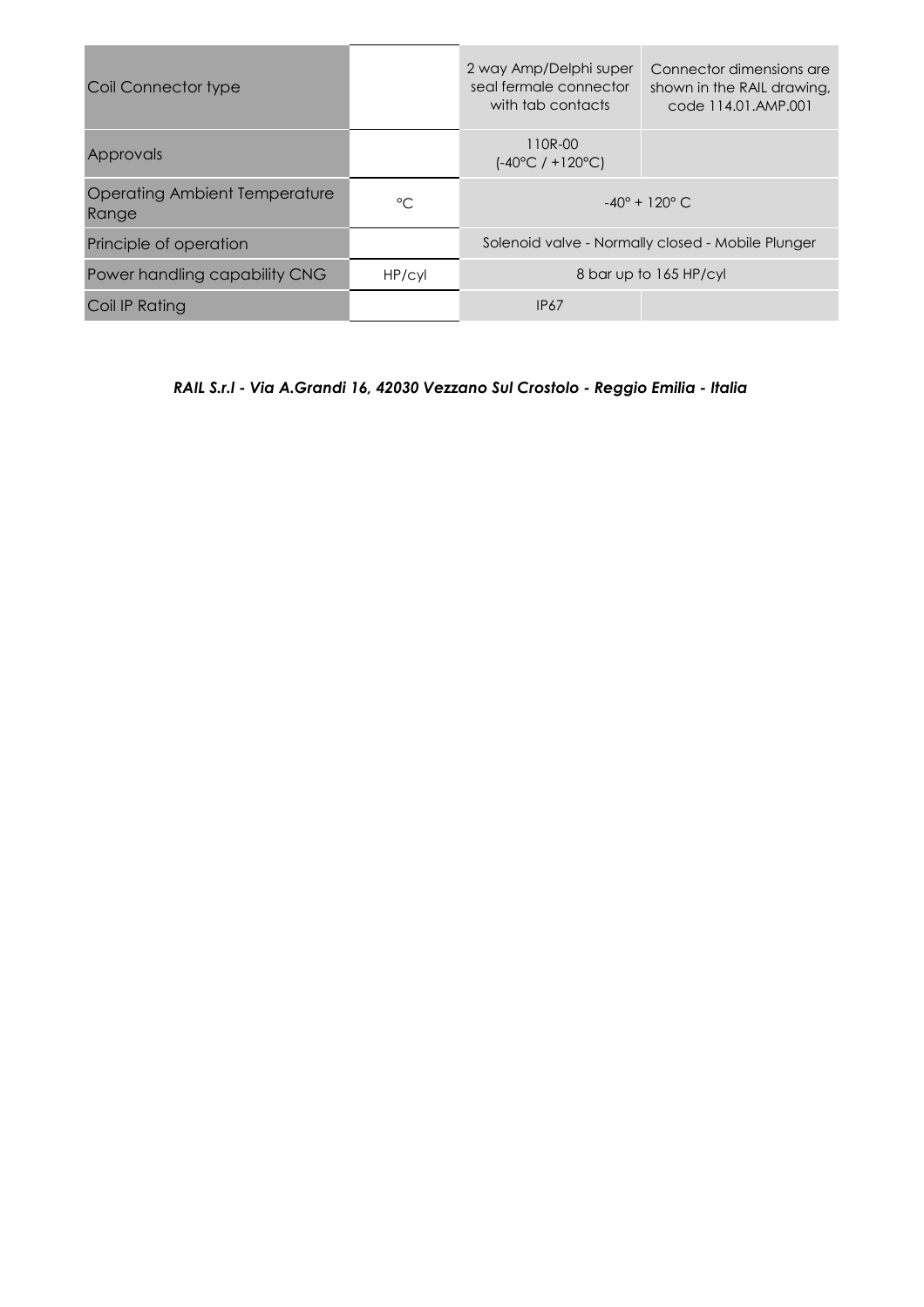| | | | |
|---|---|---|---|
| Coil Connector type | | 2 way Amp/Delphi super seal fermale connector with tab contacts | Connector dimensions are shown in the RAIL drawing, code 114.01.AMP.001 |
| Approvals | | 110R-00 (-40°C / +120°C) | |
| Operating Ambient Temperature Range | °C | -40° + 120° C | |
| Principle of operation | | Solenoid valve - Normally closed - Mobile Plunger | |
| Power handling capability CNG | HP/cyl | 8 bar up to 165 HP/cyl | |
| Coil IP Rating | | IP67 | |

***RAIL S.r.l - Via A.Grandi 16, 42030 Vezzano Sul Crostolo - Reggio Emilia - Italia***